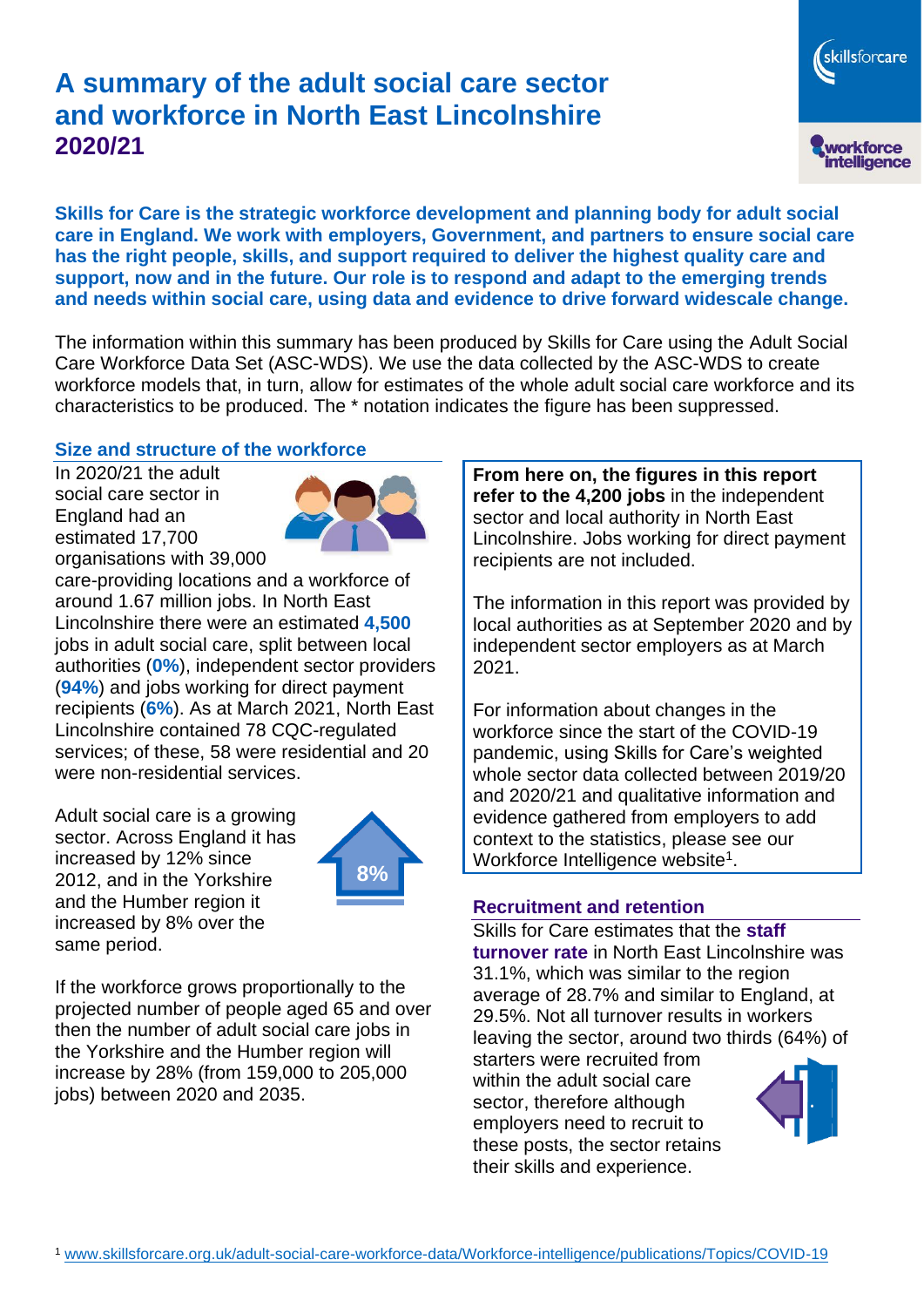# A summary of the adult social care sector and workforce in North East Lincolnshire 2020/21

**Skills for Care is the strategic workforce development and planning body for adult social care in England. We work with employers, Government, and partners to ensure social care has the right people, skills, and support required to deliver the highest quality care and support, now and in the future. Our role is to respond and adapt to the emerging trends and needs within social care, using data and evidence to drive forward widescale change.**

The information within this summary has been produced by Skills for Care using the Adult Social Care Workforce Data Set (ASC-WDS). We use the data collected by the ASC-WDS to create workforce models that, in turn, allow for estimates of the whole adult social care workforce and its characteristics to be produced. The * notation indicates the figure has been suppressed.

## Size and structure of the workforce

In 2020/21 the adult social care sector in England had an estimated 17,700 organisations with 39,000 care-providing locations and a workforce of around 1.67 million jobs. In North East Lincolnshire there were an estimated **4,500** jobs in adult social care, split between local authorities (**0%**), independent sector providers (**94%**) and jobs working for direct payment recipients (**6%**). As at March 2021, North East Lincolnshire contained 78 CQC-regulated services; of these, 58 were residential and 20 were non-residential services.

Adult social care is a growing sector. Across England it has increased by 12% since 2012, and in the Yorkshire and the Humber region it increased by 8% over the same period.

8%

If the workforce grows proportionally to the projected number of people aged 65 and over then the number of adult social care jobs in the Yorkshire and the Humber region will increase by 28% (from 159,000 to 205,000 jobs) between 2020 and 2035.

**From here on, the figures in this report refer to the 4,200 jobs** in the independent sector and local authority in North East Lincolnshire. Jobs working for direct payment recipients are not included.

The information in this report was provided by local authorities as at September 2020 and by independent sector employers as at March 2021.

For information about changes in the workforce since the start of the COVID-19 pandemic, using Skills for Care's weighted whole sector data collected between 2019/20 and 2020/21 and qualitative information and evidence gathered from employers to add context to the statistics, please see our Workforce Intelligence website[1].

## Recruitment and retention

Skills for Care estimates that the **staff turnover rate** in North East Lincolnshire was 31.1%, which was similar to the region average of 28.7% and similar to England, at 29.5%. Not all turnover results in workers leaving the sector, around two thirds (64%) of starters were recruited from within the adult social care sector, therefore although employers need to recruit to these posts, the sector retains their skills and experience.

[1] www.skillsforcare.org.uk/adult-social-care-workforce-data/Workforce-intelligence/publications/Topics/COVID-19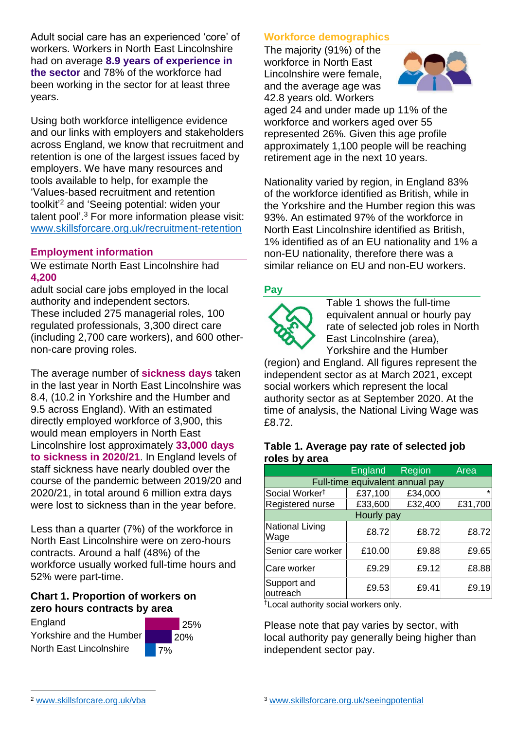Adult social care has an experienced 'core' of workers. Workers in North East Lincolnshire had on average **8.9 years of experience in the sector** and 78% of the workforce had been working in the sector for at least three years.

Using both workforce intelligence evidence and our links with employers and stakeholders across England, we know that recruitment and retention is one of the largest issues faced by employers. We have many resources and tools available to help, for example the 'Values-based recruitment and retention toolkit'[2] and 'Seeing potential: widen your talent pool'.[3] For more information please visit: www.skillsforcare.org.uk/recruitment-retention

## Employment information

We estimate North East Lincolnshire had **4,200** adult social care jobs employed in the local authority and independent sectors. These included 275 managerial roles, 100 regulated professionals, 3,300 direct care (including 2,700 care workers), and 600 other-non-care proving roles.

The average number of **sickness days** taken in the last year in North East Lincolnshire was 8.4, (10.2 in Yorkshire and the Humber and 9.5 across England). With an estimated directly employed workforce of 3,900, this would mean employers in North East Lincolnshire lost approximately **33,000 days to sickness in 2020/21**. In England levels of staff sickness have nearly doubled over the course of the pandemic between 2019/20 and 2020/21, in total around 6 million extra days were lost to sickness than in the year before.

Less than a quarter (7%) of the workforce in North East Lincolnshire were on zero-hours contracts. Around a half (48%) of the workforce usually worked full-time hours and 52% were part-time.

### Chart 1. Proportion of workers on zero hours contracts by area

England 25%
Yorkshire and the Humber 20%
North East Lincolnshire 7%

## Workforce demographics

The majority (91%) of the workforce in North East Lincolnshire were female, and the average age was 42.8 years old. Workers aged 24 and under made up 11% of the workforce and workers aged over 55 represented 26%. Given this age profile approximately 1,100 people will be reaching retirement age in the next 10 years.

Nationality varied by region, in England 83% of the workforce identified as British, while in the Yorkshire and the Humber region this was 93%. An estimated 97% of the workforce in North East Lincolnshire identified as British, 1% identified as of an EU nationality and 1% a non-EU nationality, therefore there was a similar reliance on EU and non-EU workers.

## Pay

Table 1 shows the full-time equivalent annual or hourly pay rate of selected job roles in North East Lincolnshire (area), Yorkshire and the Humber (region) and England. All figures represent the independent sector as at March 2021, except social workers which represent the local authority sector as at September 2020. At the time of analysis, the National Living Wage was £8.72.

### Table 1. Average pay rate of selected job roles by area

| | England | Region | Area |
|---|---|---|---|
| Full-time equivalent annual pay | | | |
| Social Worker† | £37,100 | £34,000 | * |
| Registered nurse | £33,600 | £32,400 | £31,700 |
| Hourly pay | | | |
| National Living Wage | £8.72 | £8.72 | £8.72 |
| Senior care worker | £10.00 | £9.88 | £9.65 |
| Care worker | £9.29 | £9.12 | £8.88 |
| Support and outreach | £9.53 | £9.41 | £9.19 |

†Local authority social workers only.

Please note that pay varies by sector, with local authority pay generally being higher than independent sector pay.

[2] www.skillsforcare.org.uk/vba

[3] www.skillsforcare.org.uk/seeingpotential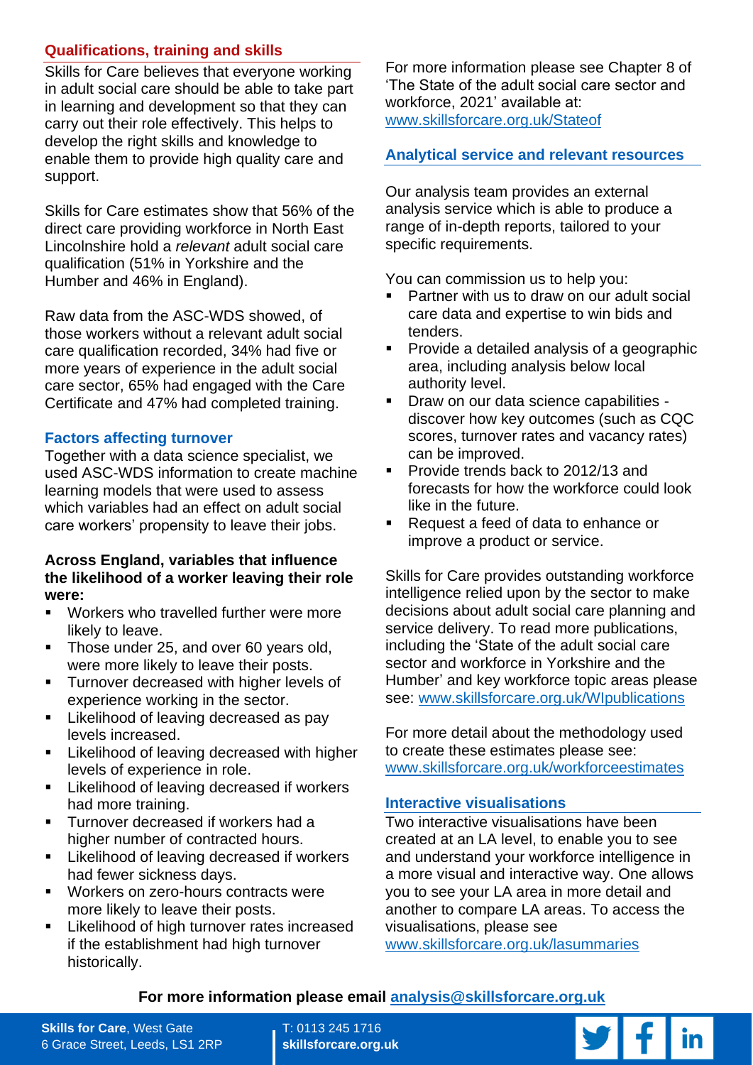## Qualifications, training and skills

Skills for Care believes that everyone working in adult social care should be able to take part in learning and development so that they can carry out their role effectively. This helps to develop the right skills and knowledge to enable them to provide high quality care and support.

Skills for Care estimates show that 56% of the direct care providing workforce in North East Lincolnshire hold a *relevant* adult social care qualification (51% in Yorkshire and the Humber and 46% in England).

Raw data from the ASC-WDS showed, of those workers without a relevant adult social care qualification recorded, 34% had five or more years of experience in the adult social care sector, 65% had engaged with the Care Certificate and 47% had completed training.

## Factors affecting turnover

Together with a data science specialist, we used ASC-WDS information to create machine learning models that were used to assess which variables had an effect on adult social care workers' propensity to leave their jobs.

**Across England, variables that influence the likelihood of a worker leaving their role were:**

- Workers who travelled further were more likely to leave.
- Those under 25, and over 60 years old, were more likely to leave their posts.
- Turnover decreased with higher levels of experience working in the sector.
- Likelihood of leaving decreased as pay levels increased.
- Likelihood of leaving decreased with higher levels of experience in role.
- Likelihood of leaving decreased if workers had more training.
- Turnover decreased if workers had a higher number of contracted hours.
- Likelihood of leaving decreased if workers had fewer sickness days.
- Workers on zero-hours contracts were more likely to leave their posts.
- Likelihood of high turnover rates increased if the establishment had high turnover historically.

For more information please see Chapter 8 of 'The State of the adult social care sector and workforce, 2021' available at: www.skillsforcare.org.uk/Stateof

## Analytical service and relevant resources

Our analysis team provides an external analysis service which is able to produce a range of in-depth reports, tailored to your specific requirements.

You can commission us to help you:

- Partner with us to draw on our adult social care data and expertise to win bids and tenders.
- Provide a detailed analysis of a geographic area, including analysis below local authority level.
- Draw on our data science capabilities - discover how key outcomes (such as CQC scores, turnover rates and vacancy rates) can be improved.
- Provide trends back to 2012/13 and forecasts for how the workforce could look like in the future.
- Request a feed of data to enhance or improve a product or service.

Skills for Care provides outstanding workforce intelligence relied upon by the sector to make decisions about adult social care planning and service delivery. To read more publications, including the 'State of the adult social care sector and workforce in Yorkshire and the Humber' and key workforce topic areas please see: www.skillsforcare.org.uk/WIpublications

For more detail about the methodology used to create these estimates please see: www.skillsforcare.org.uk/workforceestimates

## Interactive visualisations

Two interactive visualisations have been created at an LA level, to enable you to see and understand your workforce intelligence in a more visual and interactive way. One allows you to see your LA area in more detail and another to compare LA areas. To access the visualisations, please see www.skillsforcare.org.uk/lasummaries

**For more information please email analysis@skillsforcare.org.uk**

**Skills for Care**, West Gate
6 Grace Street, Leeds, LS1 2RP

T: 0113 245 1716
**skillsforcare.org.uk**